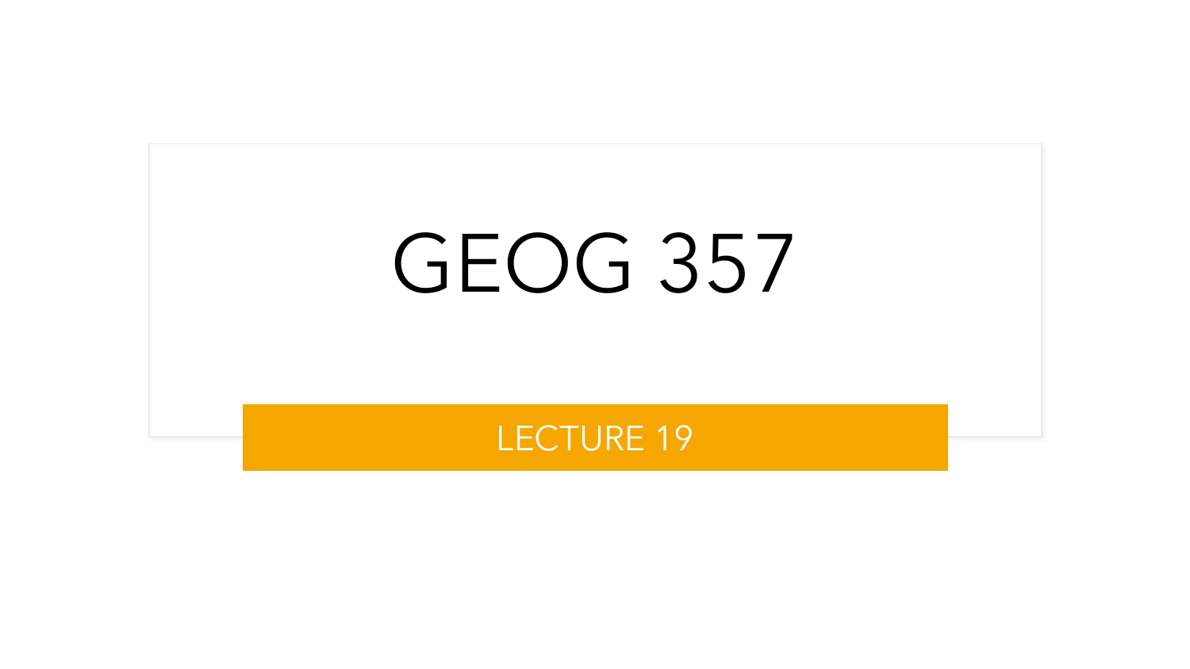# GEOG 357

## LECTURE 19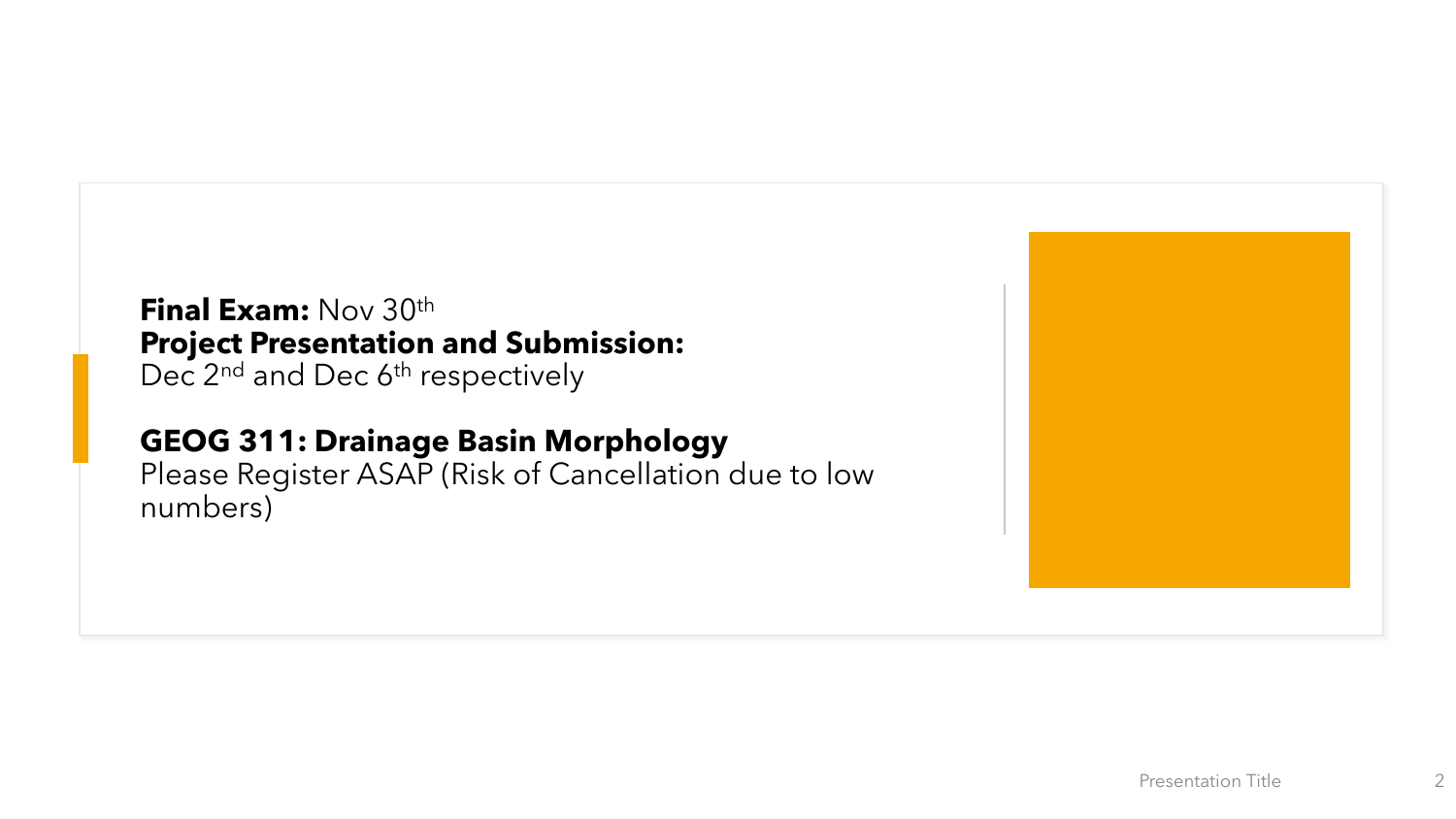**Final Exam:** Nov 30th
**Project Presentation and Submission:**
Dec 2nd and Dec 6th respectively

**GEOG 311: Drainage Basin Morphology**
Please Register ASAP (Risk of Cancellation due to low numbers)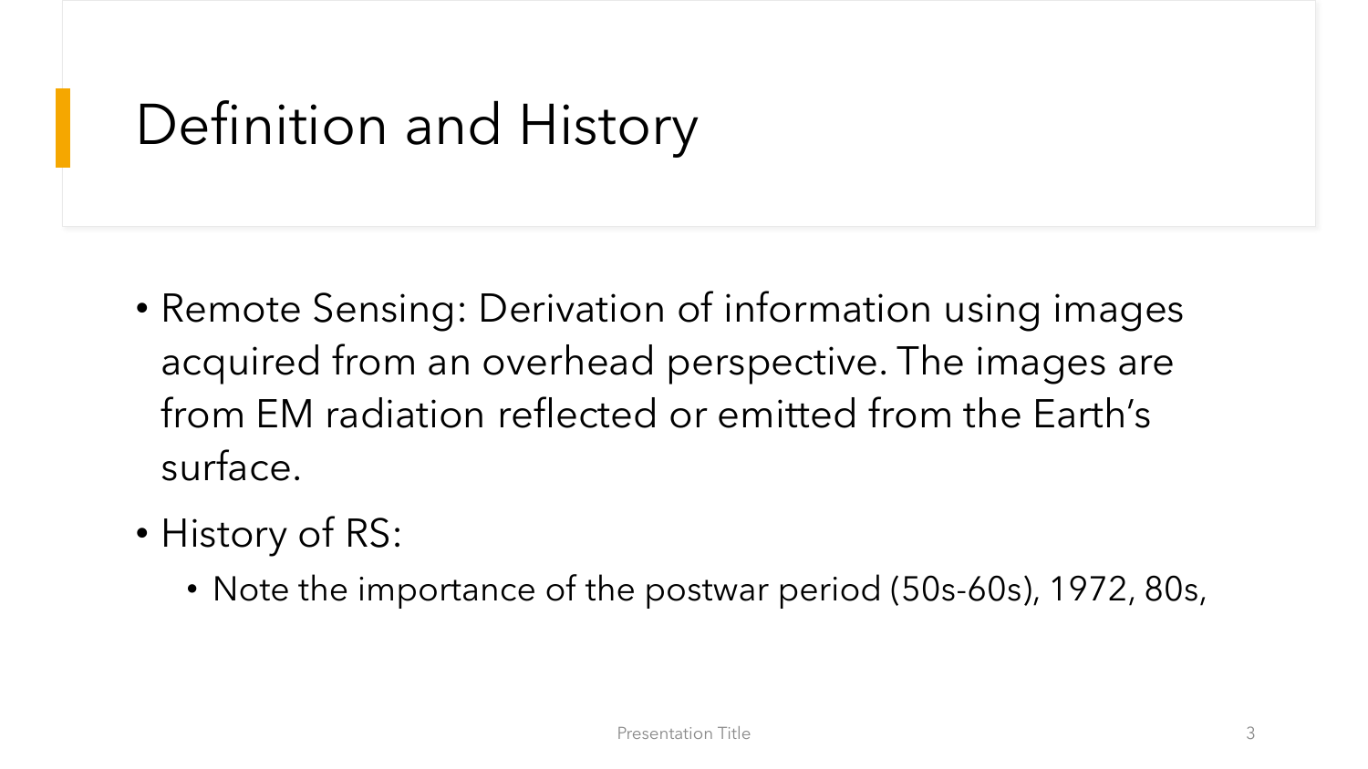# Definition and History

- Remote Sensing: Derivation of information using images acquired from an overhead perspective. The images are from EM radiation reflected or emitted from the Earth's surface.
- History of RS:
  - Note the importance of the postwar period (50s-60s), 1972, 80s,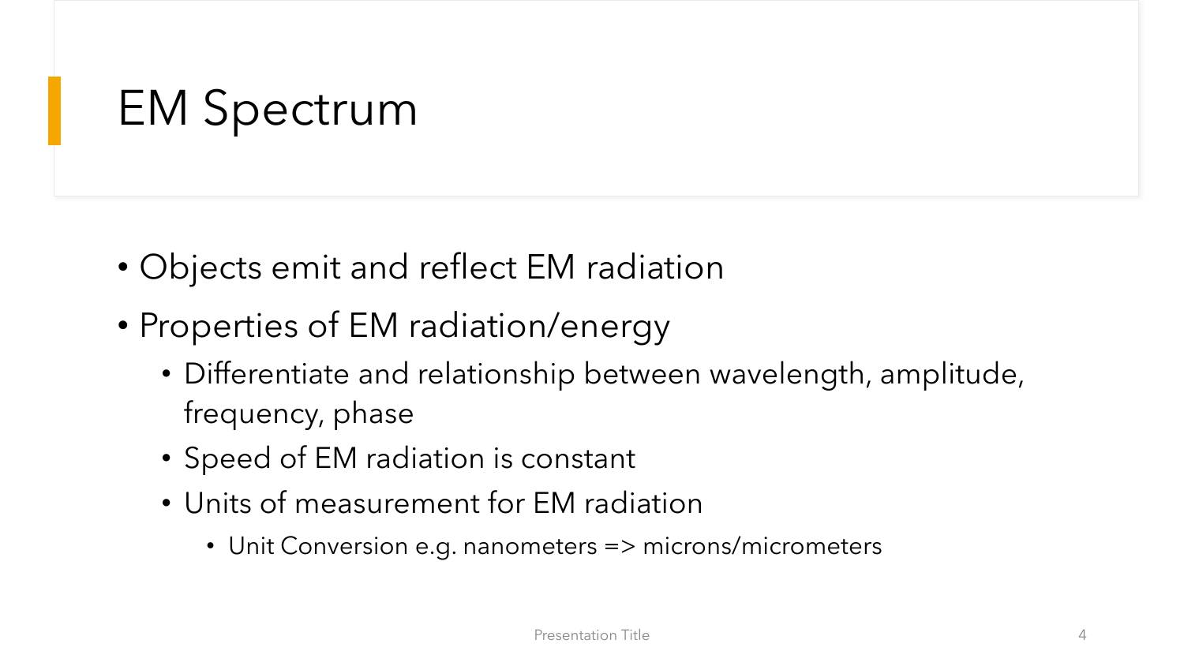# EM Spectrum

- Objects emit and reflect EM radiation
- Properties of EM radiation/energy
  - Differentiate and relationship between wavelength, amplitude, frequency, phase
  - Speed of EM radiation is constant
  - Units of measurement for EM radiation
    - Unit Conversion e.g. nanometers => microns/micrometers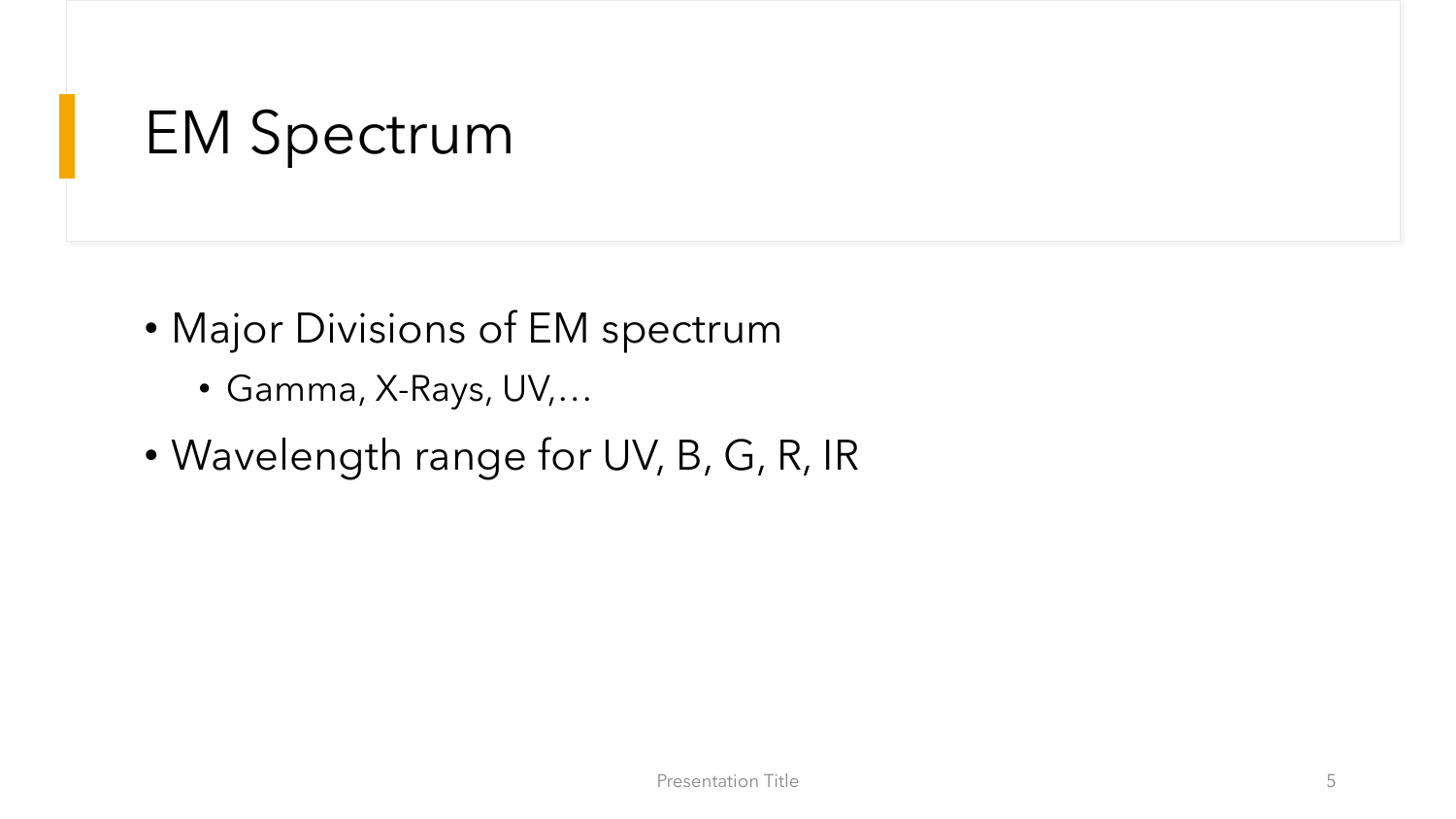# EM Spectrum

- Major Divisions of EM spectrum
  - Gamma, X-Rays, UV,…
- Wavelength range for UV, B, G, R, IR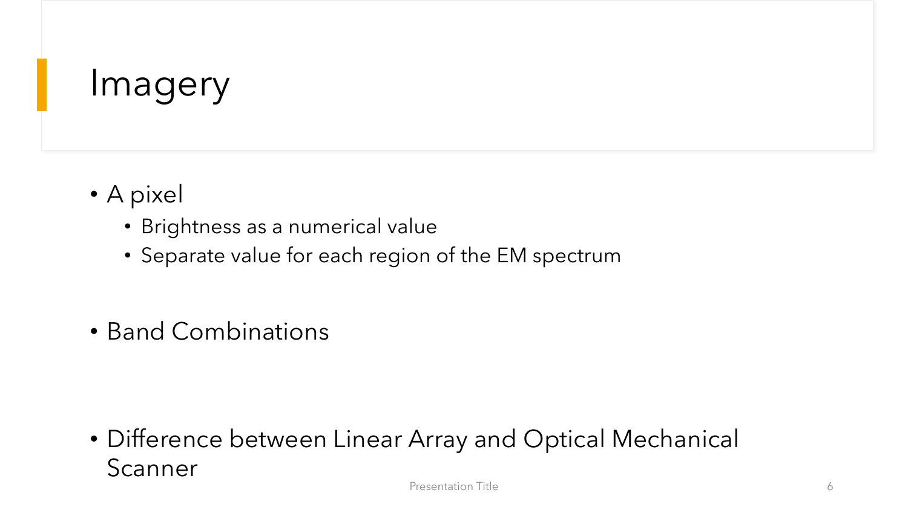# Imagery

- A pixel
  - Brightness as a numerical value
  - Separate value for each region of the EM spectrum

- Band Combinations

- Difference between Linear Array and Optical Mechanical Scanner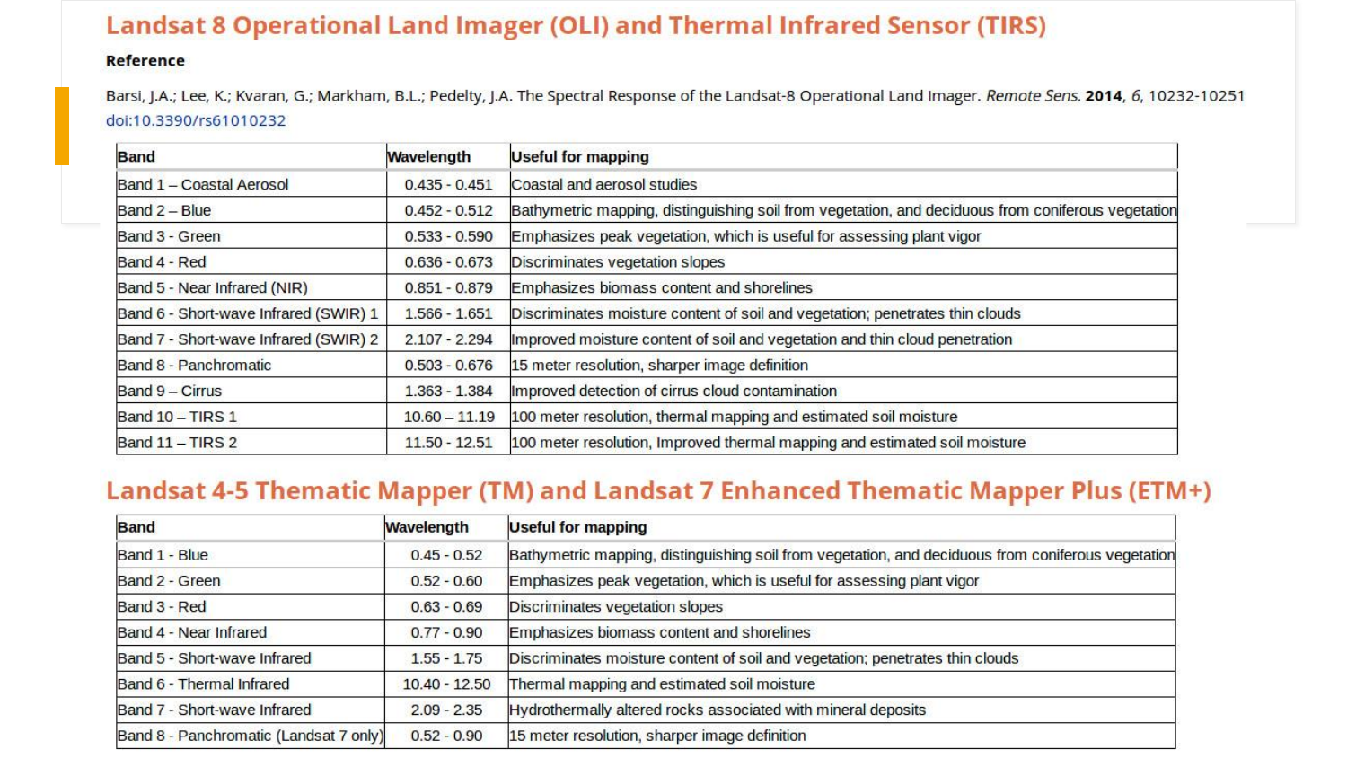## Landsat 8 Operational Land Imager (OLI) and Thermal Infrared Sensor (TIRS)

**Reference**

Barsi, J.A.; Lee, K.; Kvaran, G.; Markham, B.L.; Pedelty, J.A. The Spectral Response of the Landsat-8 Operational Land Imager. *Remote Sens.* **2014**, *6*, 10232-10251 doi:10.3390/rs61010232

| Band | Wavelength | Useful for mapping |
|---|---|---|
| Band 1 – Coastal Aerosol | 0.435 - 0.451 | Coastal and aerosol studies |
| Band 2 – Blue | 0.452 - 0.512 | Bathymetric mapping, distinguishing soil from vegetation, and deciduous from coniferous vegetation |
| Band 3 - Green | 0.533 - 0.590 | Emphasizes peak vegetation, which is useful for assessing plant vigor |
| Band 4 - Red | 0.636 - 0.673 | Discriminates vegetation slopes |
| Band 5 - Near Infrared (NIR) | 0.851 - 0.879 | Emphasizes biomass content and shorelines |
| Band 6 - Short-wave Infrared (SWIR) 1 | 1.566 - 1.651 | Discriminates moisture content of soil and vegetation; penetrates thin clouds |
| Band 7 - Short-wave Infrared (SWIR) 2 | 2.107 - 2.294 | Improved moisture content of soil and vegetation and thin cloud penetration |
| Band 8 - Panchromatic | 0.503 - 0.676 | 15 meter resolution, sharper image definition |
| Band 9 – Cirrus | 1.363 - 1.384 | Improved detection of cirrus cloud contamination |
| Band 10 – TIRS 1 | 10.60 – 11.19 | 100 meter resolution, thermal mapping and estimated soil moisture |
| Band 11 – TIRS 2 | 11.50 - 12.51 | 100 meter resolution, Improved thermal mapping and estimated soil moisture |

## Landsat 4-5 Thematic Mapper (TM) and Landsat 7 Enhanced Thematic Mapper Plus (ETM+)

| Band | Wavelength | Useful for mapping |
|---|---|---|
| Band 1 - Blue | 0.45 - 0.52 | Bathymetric mapping, distinguishing soil from vegetation, and deciduous from coniferous vegetation |
| Band 2 - Green | 0.52 - 0.60 | Emphasizes peak vegetation, which is useful for assessing plant vigor |
| Band 3 - Red | 0.63 - 0.69 | Discriminates vegetation slopes |
| Band 4 - Near Infrared | 0.77 - 0.90 | Emphasizes biomass content and shorelines |
| Band 5 - Short-wave Infrared | 1.55 - 1.75 | Discriminates moisture content of soil and vegetation; penetrates thin clouds |
| Band 6 - Thermal Infrared | 10.40 - 12.50 | Thermal mapping and estimated soil moisture |
| Band 7 - Short-wave Infrared | 2.09 - 2.35 | Hydrothermally altered rocks associated with mineral deposits |
| Band 8 - Panchromatic (Landsat 7 only) | 0.52 - 0.90 | 15 meter resolution, sharper image definition |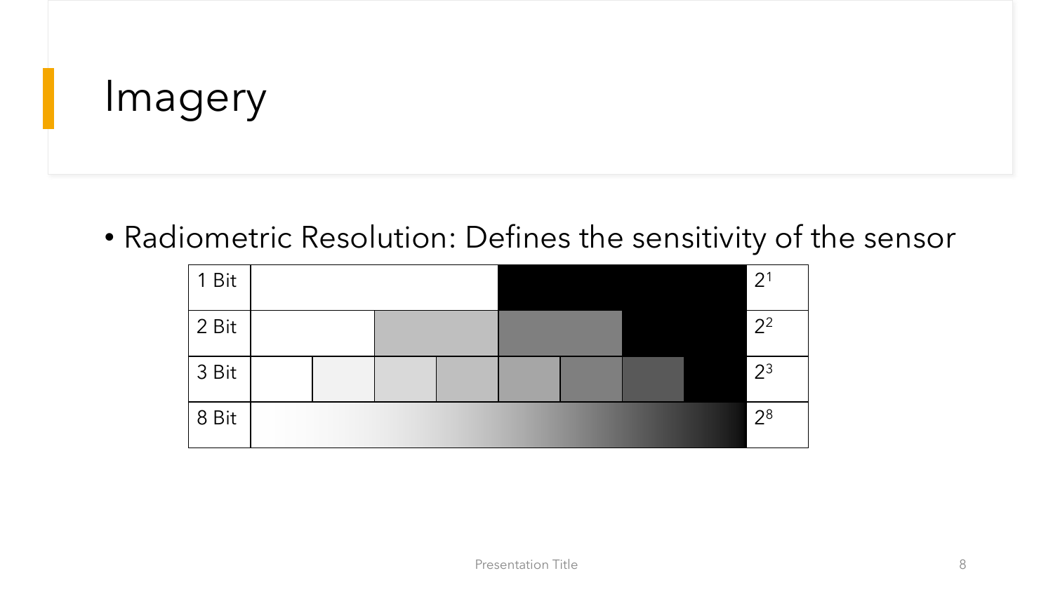# Imagery

- Radiometric Resolution: Defines the sensitivity of the sensor

| Bits | Gray levels | Levels |
|---|---|---|
| 1 Bit | | $2^1$ |
| 2 Bit | | $2^2$ |
| 3 Bit | | $2^3$ |
| 8 Bit | | $2^8$ |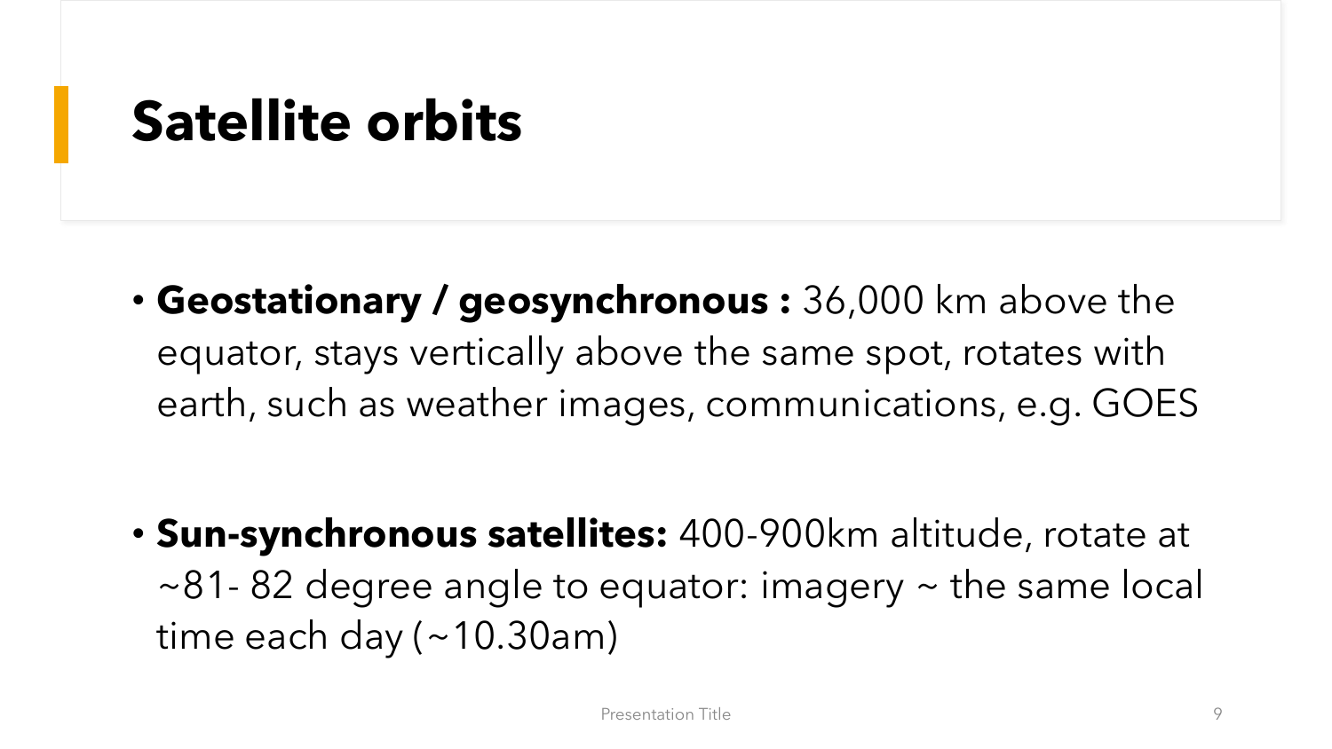# Satellite orbits

- **Geostationary / geosynchronous :** 36,000 km above the equator, stays vertically above the same spot, rotates with earth, such as weather images, communications, e.g. GOES

- **Sun-synchronous satellites:** 400-900km altitude, rotate at ~81- 82 degree angle to equator: imagery ~ the same local time each day (~10.30am)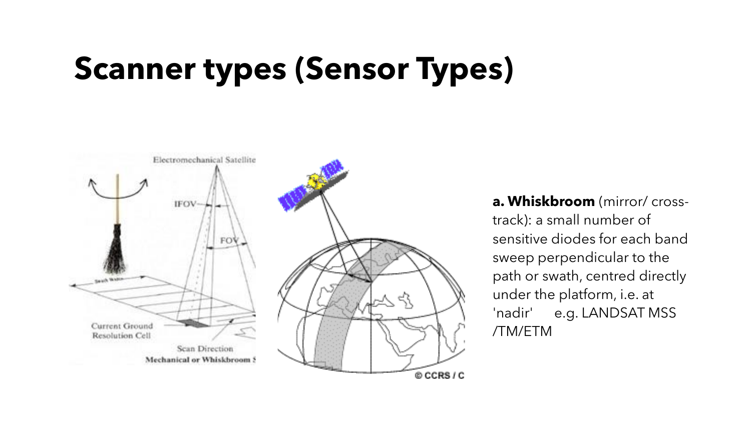# Scanner types (Sensor Types)

**a. Whiskbroom** (mirror/ cross-track): a small number of sensitive diodes for each band sweep perpendicular to the path or swath, centred directly under the platform, i.e. at 'nadir' e.g. LANDSAT MSS /TM/ETM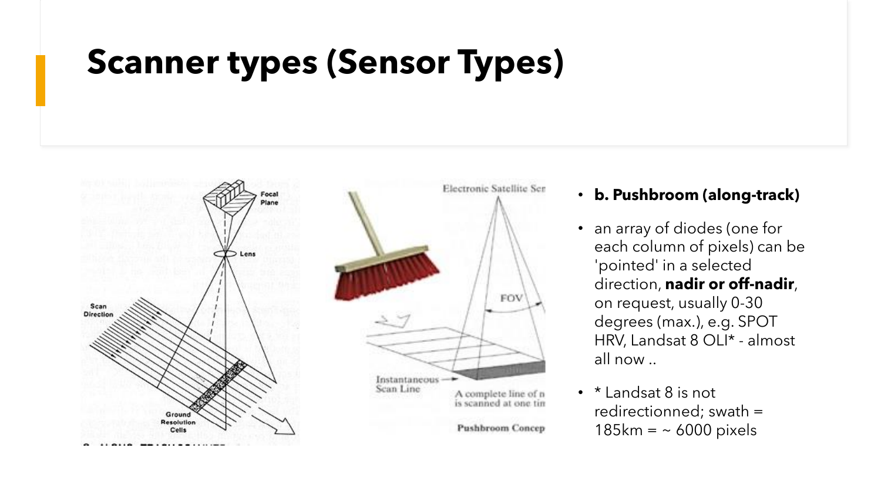# Scanner types (Sensor Types)

- **b. Pushbroom (along-track)**
- an array of diodes (one for each column of pixels) can be 'pointed' in a selected direction, **nadir or off-nadir**, on request, usually 0-30 degrees (max.), e.g. SPOT HRV, Landsat 8 OLI* - almost all now ..
- * Landsat 8 is not redirectionned; swath = 185km = ~ 6000 pixels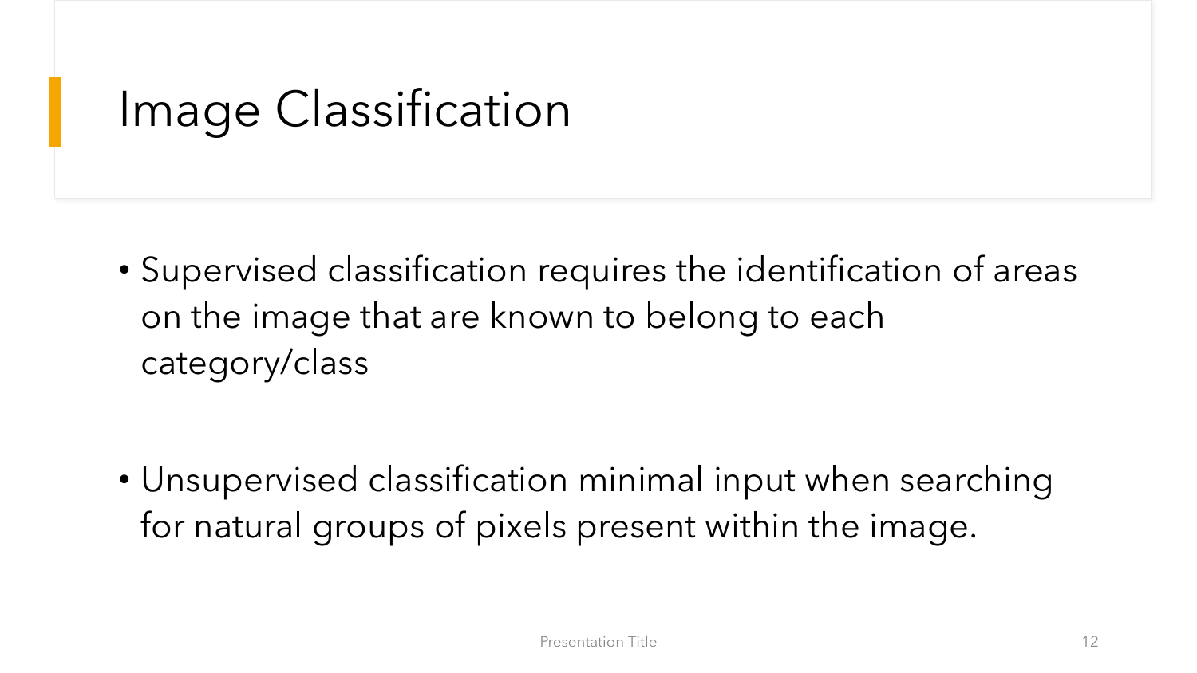# Image Classification

- Supervised classification requires the identification of areas on the image that are known to belong to each category/class

- Unsupervised classification minimal input when searching for natural groups of pixels present within the image.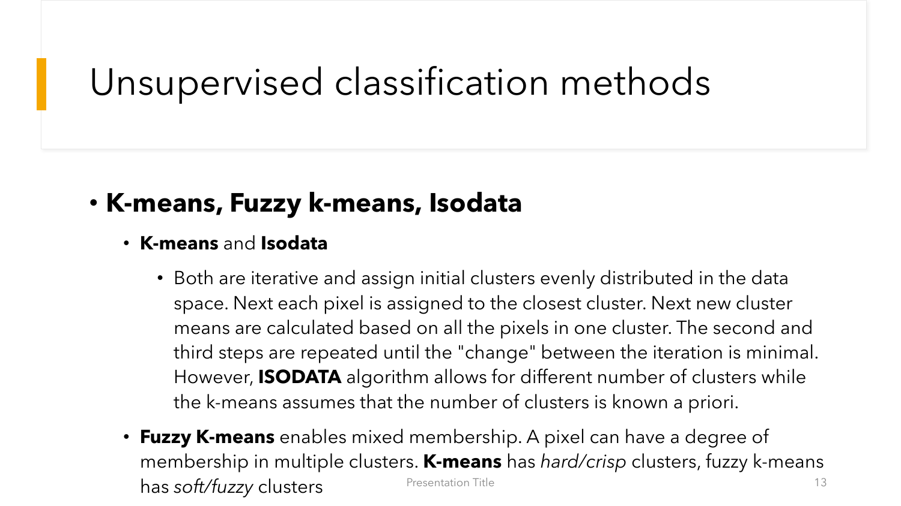# Unsupervised classification methods

- **K-means, Fuzzy k-means, Isodata**
  - **K-means** and **Isodata**
    - Both are iterative and assign initial clusters evenly distributed in the data space. Next each pixel is assigned to the closest cluster. Next new cluster means are calculated based on all the pixels in one cluster. The second and third steps are repeated until the "change" between the iteration is minimal. However, **ISODATA** algorithm allows for different number of clusters while the k-means assumes that the number of clusters is known a priori.
  - **Fuzzy K-means** enables mixed membership. A pixel can have a degree of membership in multiple clusters. **K-means** has *hard/crisp* clusters, fuzzy k-means has *soft/fuzzy* clusters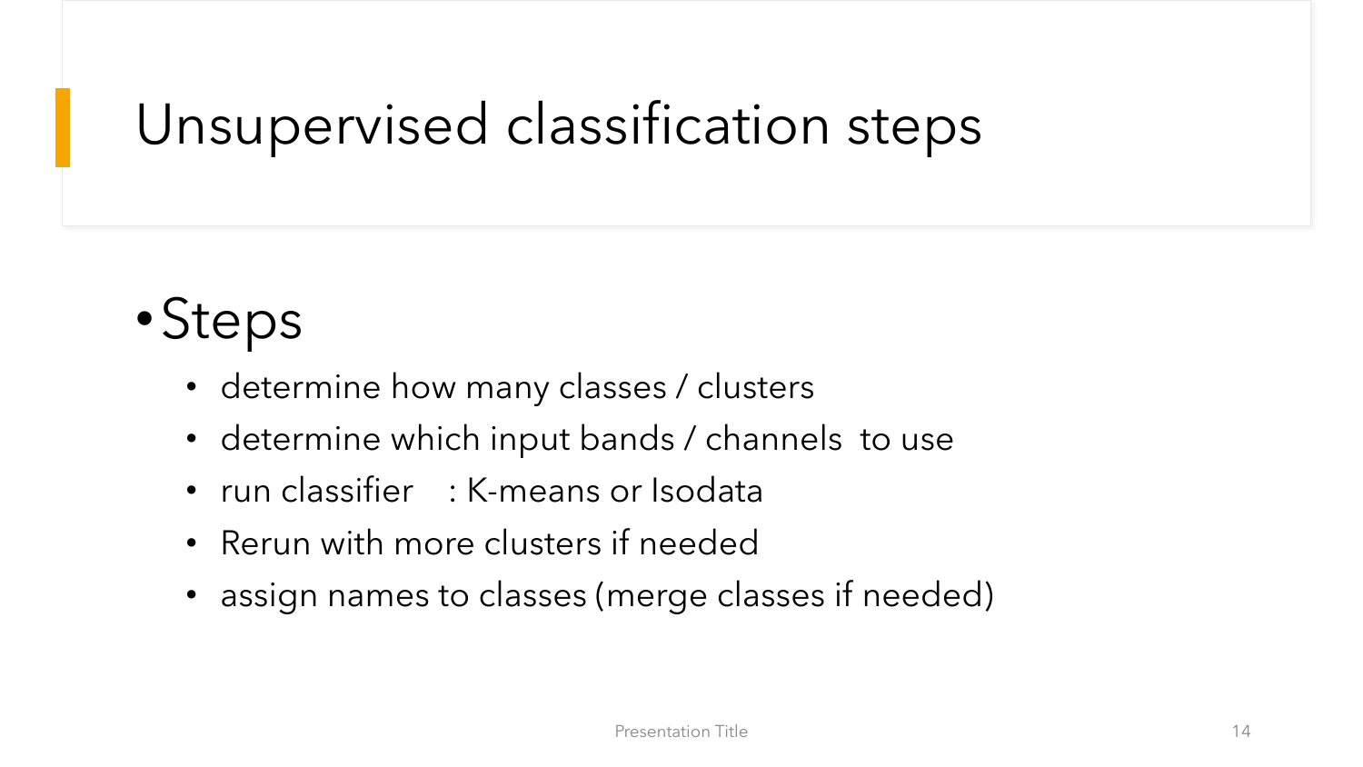# Unsupervised classification steps

- Steps
  - determine how many classes / clusters
  - determine which input bands / channels to use
  - run classifier : K-means or Isodata
  - Rerun with more clusters if needed
  - assign names to classes (merge classes if needed)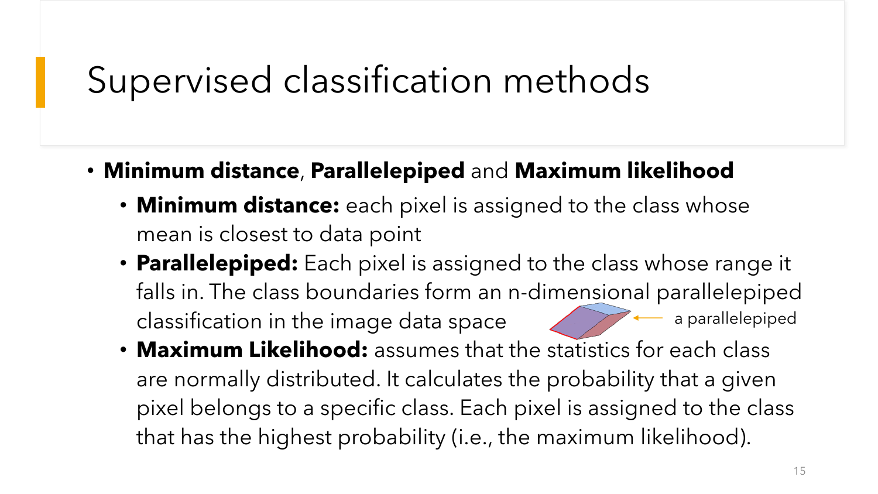# Supervised classification methods

- **Minimum distance**, **Parallelepiped** and **Maximum likelihood**
  - **Minimum distance:** each pixel is assigned to the class whose mean is closest to data point
  - **Parallelepiped:** Each pixel is assigned to the class whose range it falls in. The class boundaries form an n-dimensional parallelepiped classification in the image data space ← a parallelepiped
  - **Maximum Likelihood:** assumes that the statistics for each class are normally distributed. It calculates the probability that a given pixel belongs to a specific class. Each pixel is assigned to the class that has the highest probability (i.e., the maximum likelihood).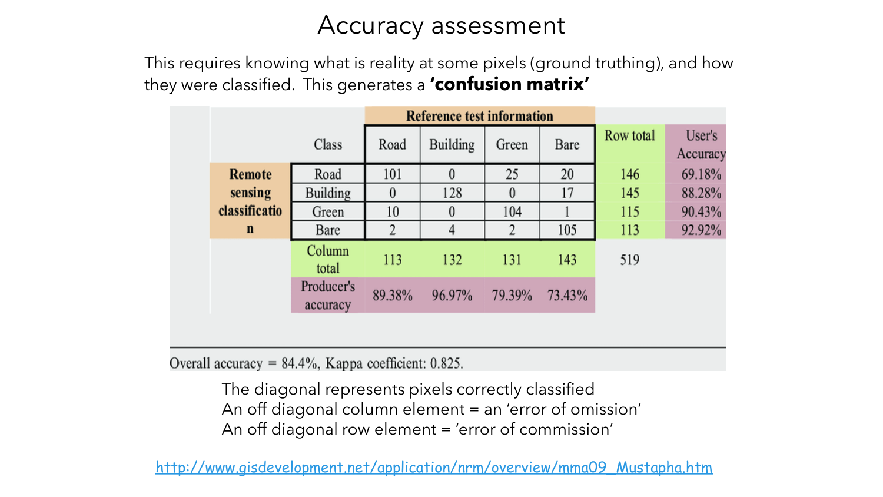# Accuracy assessment

This requires knowing what is reality at some pixels (ground truthing), and how they were classified. This generates a **'confusion matrix'**

| | Class | Reference test information | | | | Row total | User's Accuracy |
|---|---|---|---|---|---|---|---|
| | | Road | Building | Green | Bare | | |
| Remote sensing classification | Road | 101 | 0 | 25 | 20 | 146 | 69.18% |
| | Building | 0 | 128 | 0 | 17 | 145 | 88.28% |
| | Green | 10 | 0 | 104 | 1 | 115 | 90.43% |
| | Bare | 2 | 4 | 2 | 105 | 113 | 92.92% |
| | Column total | 113 | 132 | 131 | 143 | 519 | |
| | Producer's accuracy | 89.38% | 96.97% | 79.39% | 73.43% | | |

Overall accuracy = 84.4%, Kappa coefficient: 0.825.

The diagonal represents pixels correctly classified
An off diagonal column element = an 'error of omission'
An off diagonal row element = 'error of commission'

http://www.gisdevelopment.net/application/nrm/overview/mma09_Mustapha.htm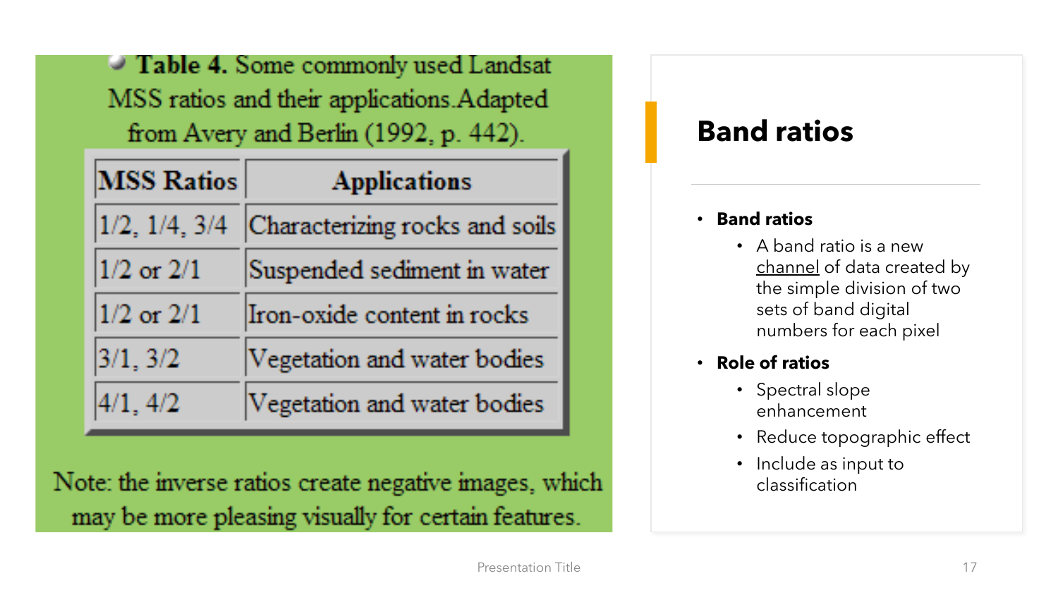**Table 4.** Some commonly used Landsat MSS ratios and their applications. Adapted from Avery and Berlin (1992, p. 442).

| MSS Ratios | Applications |
|---|---|
| 1/2, 1/4, 3/4 | Characterizing rocks and soils |
| 1/2 or 2/1 | Suspended sediment in water |
| 1/2 or 2/1 | Iron-oxide content in rocks |
| 3/1, 3/2 | Vegetation and water bodies |
| 4/1, 4/2 | Vegetation and water bodies |

Note: the inverse ratios create negative images, which may be more pleasing visually for certain features.

# Band ratios

- **Band ratios**
  - A band ratio is a new channel of data created by the simple division of two sets of band digital numbers for each pixel
- **Role of ratios**
  - Spectral slope enhancement
  - Reduce topographic effect
  - Include as input to classification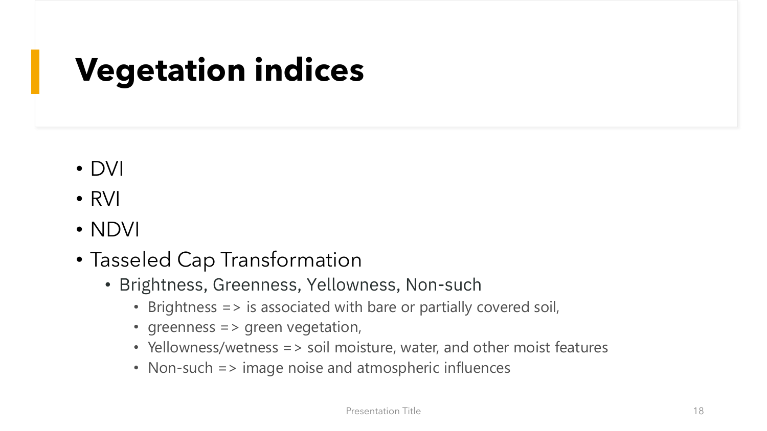# Vegetation indices

- DVI
- RVI
- NDVI
- Tasseled Cap Transformation
  - Brightness, Greenness, Yellowness, Non-such
    - Brightness => is associated with bare or partially covered soil,
    - greenness => green vegetation,
    - Yellowness/wetness => soil moisture, water, and other moist features
    - Non-such => image noise and atmospheric influences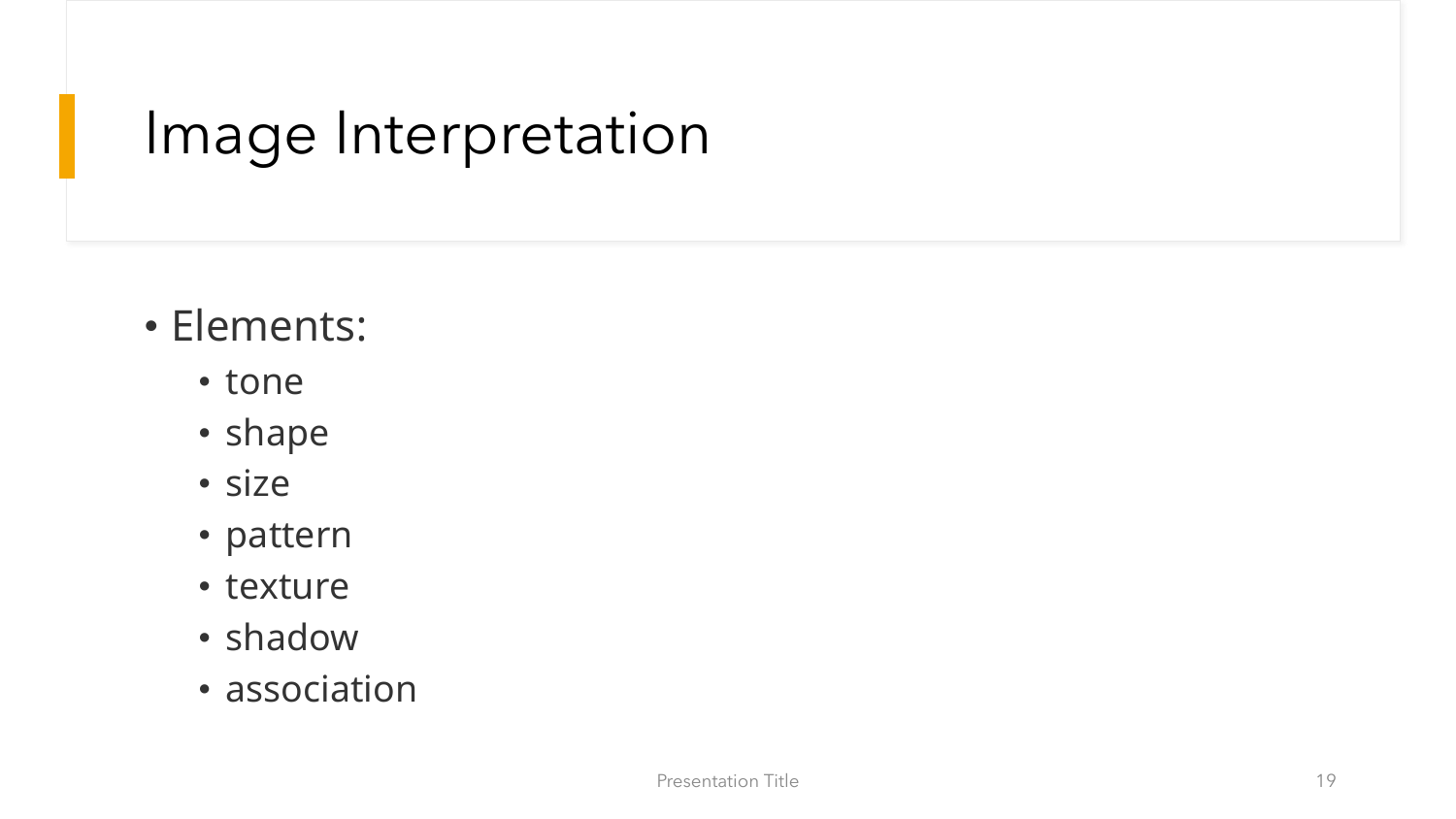# Image Interpretation

- Elements:
  - tone
  - shape
  - size
  - pattern
  - texture
  - shadow
  - association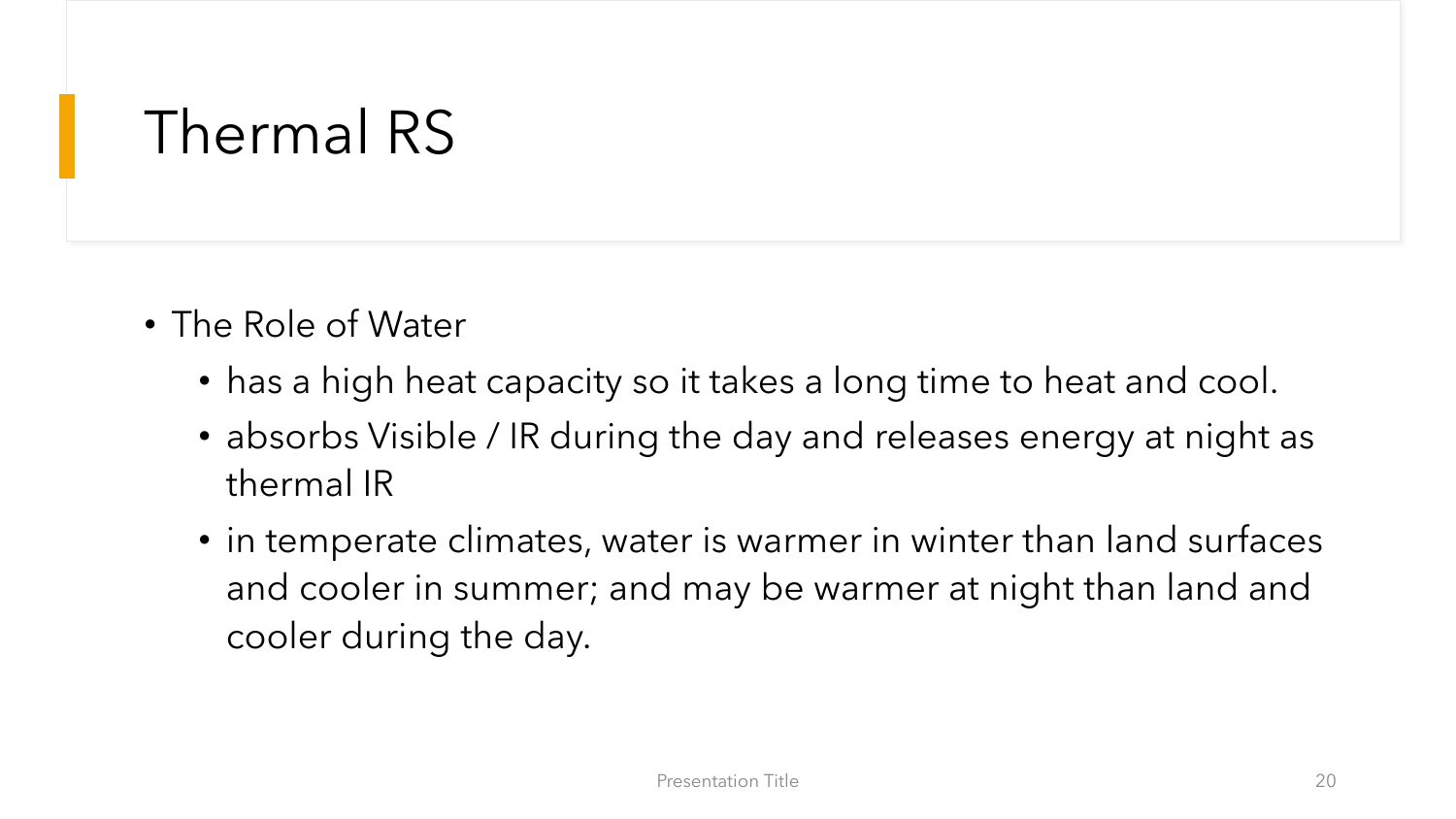# Thermal RS

- The Role of Water
  - has a high heat capacity so it takes a long time to heat and cool.
  - absorbs Visible / IR during the day and releases energy at night as thermal IR
  - in temperate climates, water is warmer in winter than land surfaces and cooler in summer; and may be warmer at night than land and cooler during the day.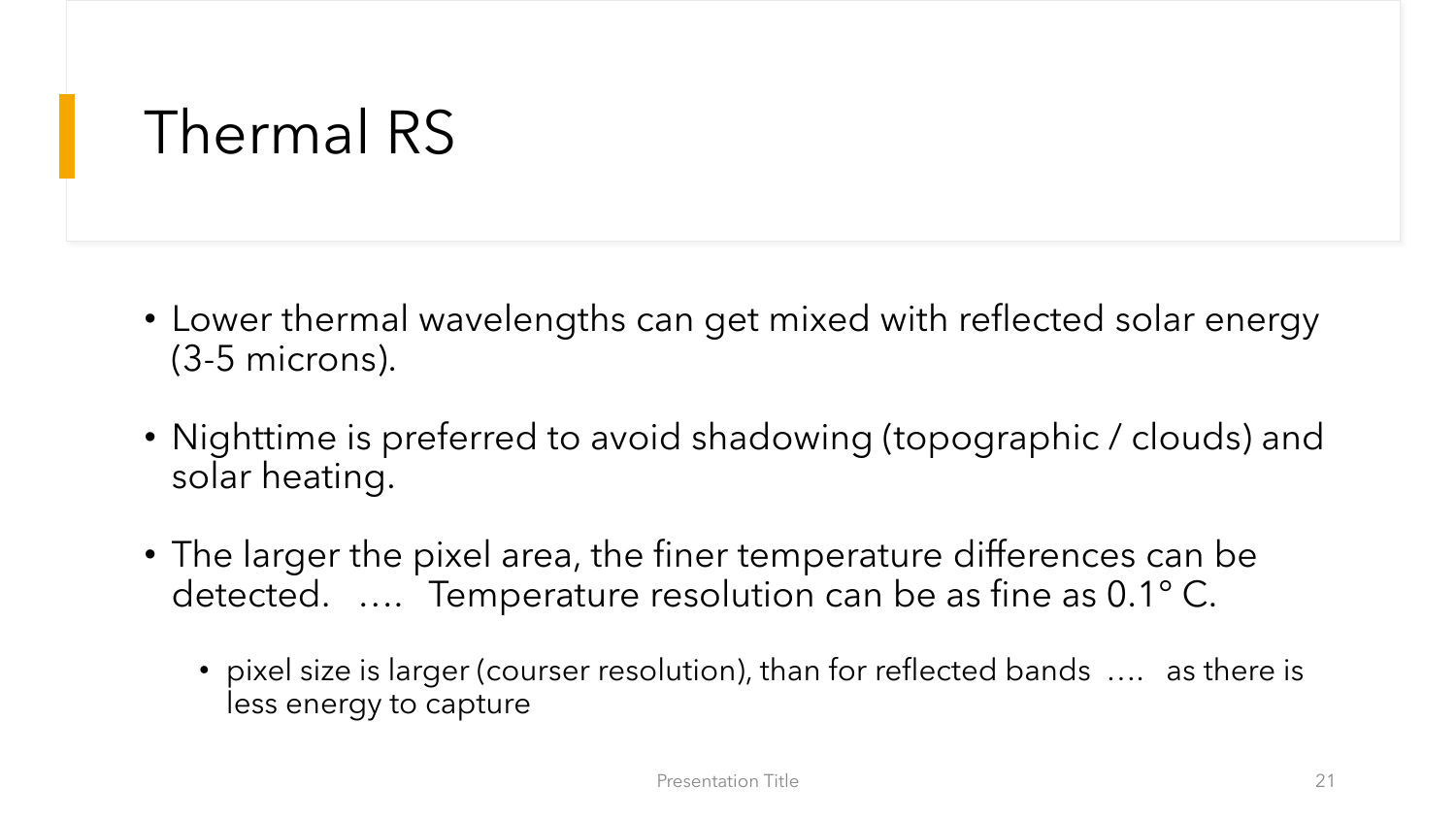# Thermal RS

- Lower thermal wavelengths can get mixed with reflected solar energy (3-5 microns).
- Nighttime is preferred to avoid shadowing (topographic / clouds) and solar heating.
- The larger the pixel area, the finer temperature differences can be detected. …. Temperature resolution can be as fine as 0.1° C.
  - pixel size is larger (courser resolution), than for reflected bands …. as there is less energy to capture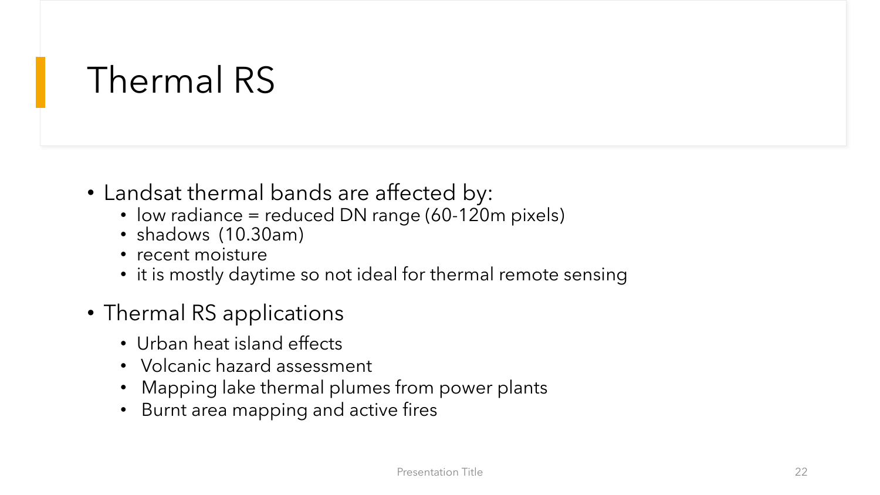# Thermal RS

- Landsat thermal bands are affected by:
  - low radiance = reduced DN range (60-120m pixels)
  - shadows (10.30am)
  - recent moisture
  - it is mostly daytime so not ideal for thermal remote sensing
- Thermal RS applications
  - Urban heat island effects
  - Volcanic hazard assessment
  - Mapping lake thermal plumes from power plants
  - Burnt area mapping and active fires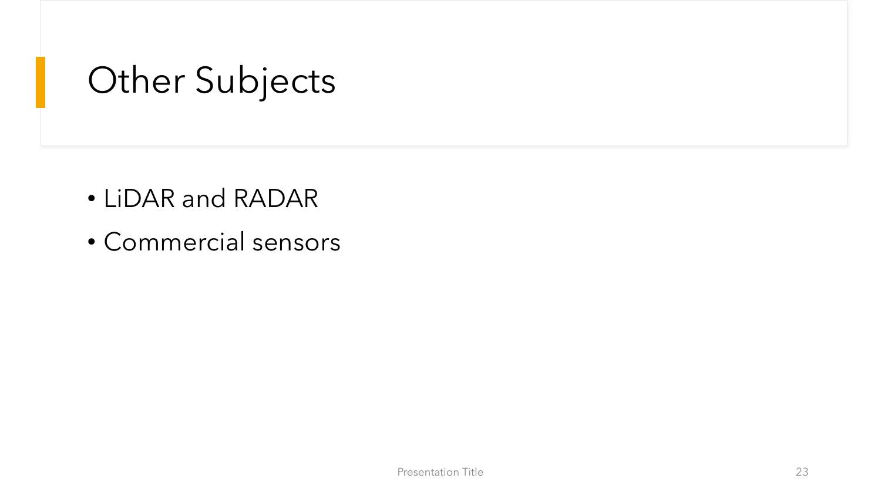# Other Subjects

- LiDAR and RADAR
- Commercial sensors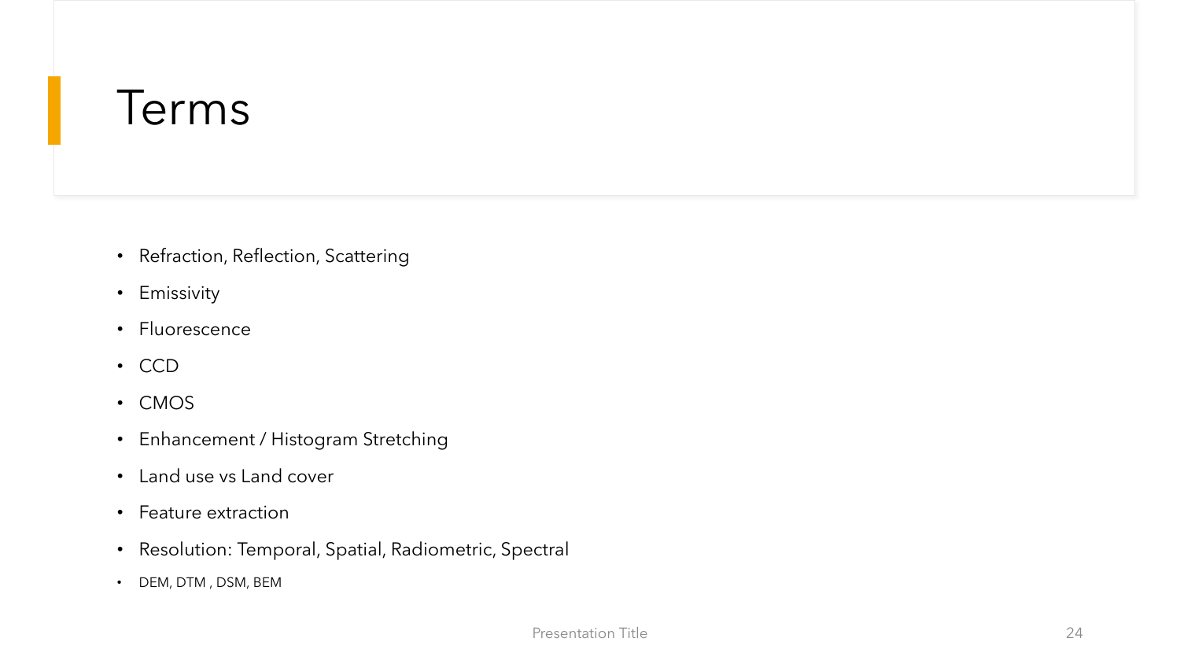# Terms

- Refraction, Reflection, Scattering
- Emissivity
- Fluorescence
- CCD
- CMOS
- Enhancement / Histogram Stretching
- Land use vs Land cover
- Feature extraction
- Resolution: Temporal, Spatial, Radiometric, Spectral
- DEM, DTM , DSM, BEM